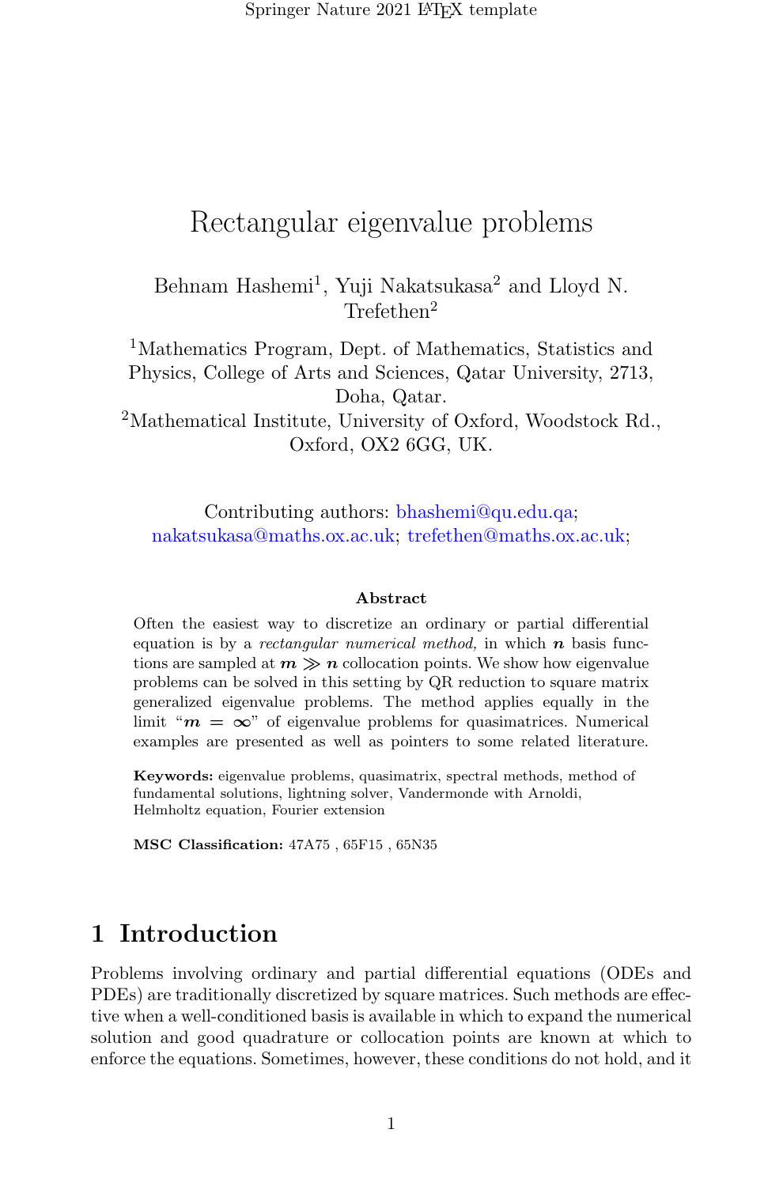# Rectangular eigenvalue problems

Behnam Hashemi[1], Yuji Nakatsukasa[2] and Lloyd N. Trefethen[2]

[1]Mathematics Program, Dept. of Mathematics, Statistics and Physics, College of Arts and Sciences, Qatar University, 2713, Doha, Qatar.

[2]Mathematical Institute, University of Oxford, Woodstock Rd., Oxford, OX2 6GG, UK.

Contributing authors: bhashemi@qu.edu.qa; nakatsukasa@maths.ox.ac.uk; trefethen@maths.ox.ac.uk;

**Abstract**

Often the easiest way to discretize an ordinary or partial differential equation is by a *rectangular numerical method,* in which $\boldsymbol{n}$ basis functions are sampled at $\boldsymbol{m} \gg \boldsymbol{n}$ collocation points. We show how eigenvalue problems can be solved in this setting by QR reduction to square matrix generalized eigenvalue problems. The method applies equally in the limit "$\boldsymbol{m} = \boldsymbol{\infty}$" of eigenvalue problems for quasimatrices. Numerical examples are presented as well as pointers to some related literature.

**Keywords:** eigenvalue problems, quasimatrix, spectral methods, method of fundamental solutions, lightning solver, Vandermonde with Arnoldi, Helmholtz equation, Fourier extension

**MSC Classification:** 47A75 , 65F15 , 65N35

## 1 Introduction

Problems involving ordinary and partial differential equations (ODEs and PDEs) are traditionally discretized by square matrices. Such methods are effective when a well-conditioned basis is available in which to expand the numerical solution and good quadrature or collocation points are known at which to enforce the equations. Sometimes, however, these conditions do not hold, and it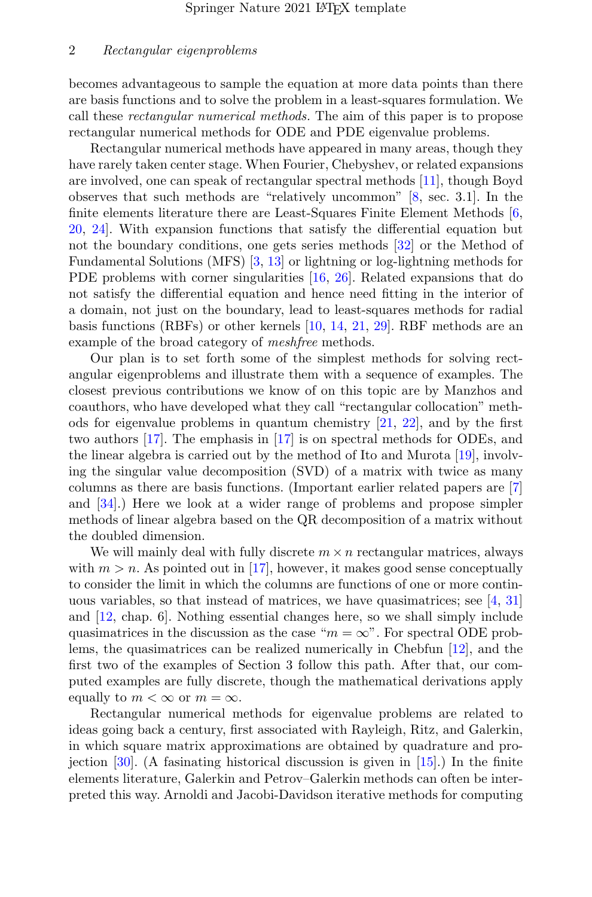becomes advantageous to sample the equation at more data points than there are basis functions and to solve the problem in a least-squares formulation. We call these *rectangular numerical methods.* The aim of this paper is to propose rectangular numerical methods for ODE and PDE eigenvalue problems.

Rectangular numerical methods have appeared in many areas, though they have rarely taken center stage. When Fourier, Chebyshev, or related expansions are involved, one can speak of rectangular spectral methods [11], though Boyd observes that such methods are "relatively uncommon" [8, sec. 3.1]. In the finite elements literature there are Least-Squares Finite Element Methods [6, 20, 24]. With expansion functions that satisfy the differential equation but not the boundary conditions, one gets series methods [32] or the Method of Fundamental Solutions (MFS) [3, 13] or lightning or log-lightning methods for PDE problems with corner singularities [16, 26]. Related expansions that do not satisfy the differential equation and hence need fitting in the interior of a domain, not just on the boundary, lead to least-squares methods for radial basis functions (RBFs) or other kernels [10, 14, 21, 29]. RBF methods are an example of the broad category of *meshfree* methods.

Our plan is to set forth some of the simplest methods for solving rectangular eigenproblems and illustrate them with a sequence of examples. The closest previous contributions we know of on this topic are by Manzhos and coauthors, who have developed what they call "rectangular collocation" methods for eigenvalue problems in quantum chemistry [21, 22], and by the first two authors [17]. The emphasis in [17] is on spectral methods for ODEs, and the linear algebra is carried out by the method of Ito and Murota [19], involving the singular value decomposition (SVD) of a matrix with twice as many columns as there are basis functions. (Important earlier related papers are [7] and [34].) Here we look at a wider range of problems and propose simpler methods of linear algebra based on the QR decomposition of a matrix without the doubled dimension.

We will mainly deal with fully discrete $m \times n$ rectangular matrices, always with $m > n$. As pointed out in [17], however, it makes good sense conceptually to consider the limit in which the columns are functions of one or more continuous variables, so that instead of matrices, we have quasimatrices; see [4, 31] and [12, chap. 6]. Nothing essential changes here, so we shall simply include quasimatrices in the discussion as the case "$m = \infty$". For spectral ODE problems, the quasimatrices can be realized numerically in Chebfun [12], and the first two of the examples of Section 3 follow this path. After that, our computed examples are fully discrete, though the mathematical derivations apply equally to $m < \infty$ or $m = \infty$.

Rectangular numerical methods for eigenvalue problems are related to ideas going back a century, first associated with Rayleigh, Ritz, and Galerkin, in which square matrix approximations are obtained by quadrature and projection [30]. (A fasinating historical discussion is given in [15].) In the finite elements literature, Galerkin and Petrov–Galerkin methods can often be interpreted this way. Arnoldi and Jacobi-Davidson iterative methods for computing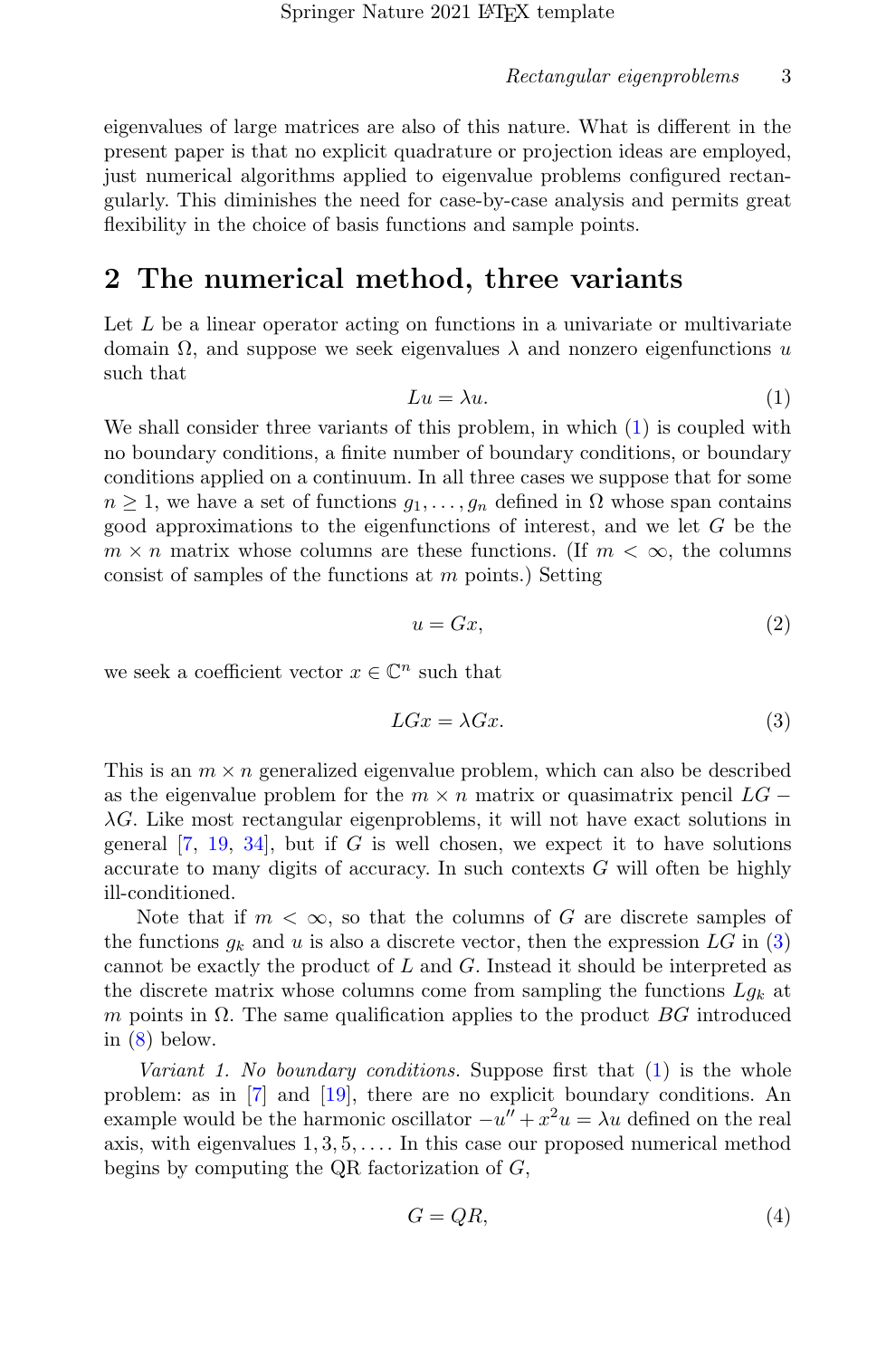eigenvalues of large matrices are also of this nature. What is different in the present paper is that no explicit quadrature or projection ideas are employed, just numerical algorithms applied to eigenvalue problems configured rectangularly. This diminishes the need for case-by-case analysis and permits great flexibility in the choice of basis functions and sample points.

## 2 The numerical method, three variants

Let $L$ be a linear operator acting on functions in a univariate or multivariate domain $\Omega$, and suppose we seek eigenvalues $\lambda$ and nonzero eigenfunctions $u$ such that

$$Lu = \lambda u. \tag{1}$$

We shall consider three variants of this problem, in which (1) is coupled with no boundary conditions, a finite number of boundary conditions, or boundary conditions applied on a continuum. In all three cases we suppose that for some $n \geq 1$, we have a set of functions $g_1, \ldots, g_n$ defined in $\Omega$ whose span contains good approximations to the eigenfunctions of interest, and we let $G$ be the $m \times n$ matrix whose columns are these functions. (If $m < \infty$, the columns consist of samples of the functions at $m$ points.) Setting

$$u = Gx, \tag{2}$$

we seek a coefficient vector $x \in \mathbb{C}^n$ such that

$$LGx = \lambda Gx. \tag{3}$$

This is an $m \times n$ generalized eigenvalue problem, which can also be described as the eigenvalue problem for the $m \times n$ matrix or quasimatrix pencil $LG - \lambda G$. Like most rectangular eigenproblems, it will not have exact solutions in general [7, 19, 34], but if $G$ is well chosen, we expect it to have solutions accurate to many digits of accuracy. In such contexts $G$ will often be highly ill-conditioned.

Note that if $m < \infty$, so that the columns of $G$ are discrete samples of the functions $g_k$ and $u$ is also a discrete vector, then the expression $LG$ in (3) cannot be exactly the product of $L$ and $G$. Instead it should be interpreted as the discrete matrix whose columns come from sampling the functions $Lg_k$ at $m$ points in $\Omega$. The same qualification applies to the product $BG$ introduced in (8) below.

*Variant 1. No boundary conditions.* Suppose first that (1) is the whole problem: as in [7] and [19], there are no explicit boundary conditions. An example would be the harmonic oscillator $-u'' + x^2 u = \lambda u$ defined on the real axis, with eigenvalues $1, 3, 5, \ldots$. In this case our proposed numerical method begins by computing the QR factorization of $G$,

$$G = QR, \tag{4}$$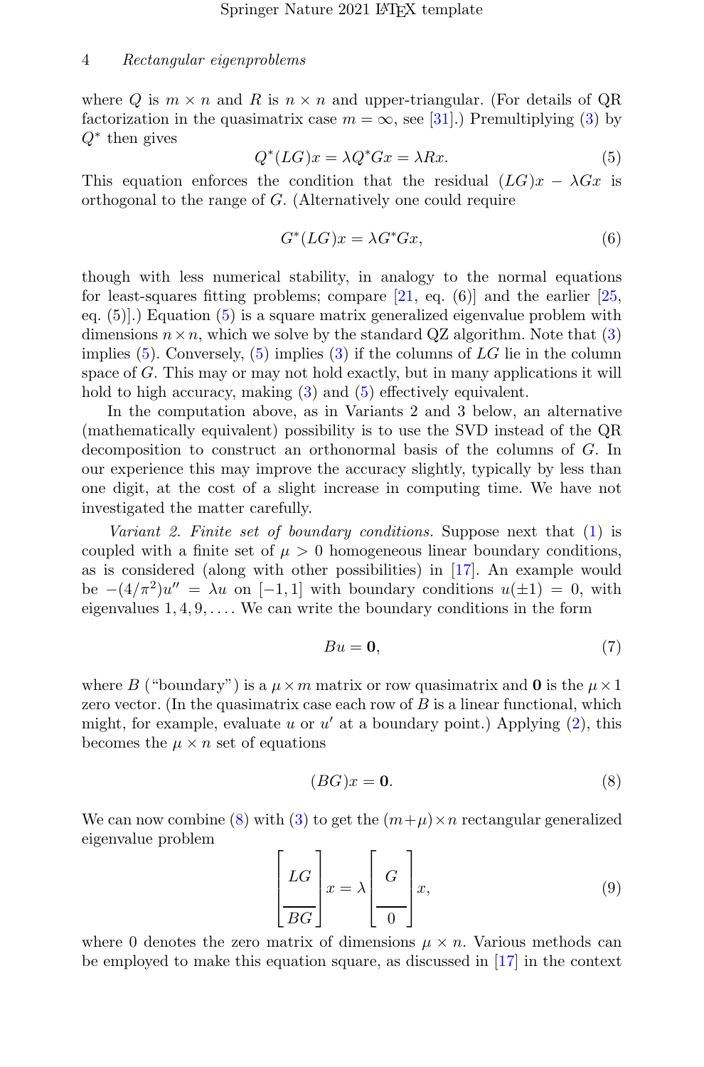where $Q$ is $m \times n$ and $R$ is $n \times n$ and upper-triangular. (For details of QR factorization in the quasimatrix case $m = \infty$, see [31].) Premultiplying (3) by $Q^*$ then gives

$$Q^*(LG)x = \lambda Q^* G x = \lambda R x. \tag{5}$$

This equation enforces the condition that the residual $(LG)x - \lambda Gx$ is orthogonal to the range of $G$. (Alternatively one could require

$$G^*(LG)x = \lambda G^* G x, \tag{6}$$

though with less numerical stability, in analogy to the normal equations for least-squares fitting problems; compare [21, eq. (6)] and the earlier [25, eq. (5)].) Equation (5) is a square matrix generalized eigenvalue problem with dimensions $n \times n$, which we solve by the standard QZ algorithm. Note that (3) implies (5). Conversely, (5) implies (3) if the columns of $LG$ lie in the column space of $G$. This may or may not hold exactly, but in many applications it will hold to high accuracy, making (3) and (5) effectively equivalent.

In the computation above, as in Variants 2 and 3 below, an alternative (mathematically equivalent) possibility is to use the SVD instead of the QR decomposition to construct an orthonormal basis of the columns of $G$. In our experience this may improve the accuracy slightly, typically by less than one digit, at the cost of a slight increase in computing time. We have not investigated the matter carefully.

*Variant 2. Finite set of boundary conditions.* Suppose next that (1) is coupled with a finite set of $\mu > 0$ homogeneous linear boundary conditions, as is considered (along with other possibilities) in [17]. An example would be $-(4/\pi^2)u'' = \lambda u$ on $[-1, 1]$ with boundary conditions $u(\pm 1) = 0$, with eigenvalues $1, 4, 9, \ldots$. We can write the boundary conditions in the form

$$Bu = \mathbf{0}, \tag{7}$$

where $B$ ("boundary") is a $\mu \times m$ matrix or row quasimatrix and $\mathbf{0}$ is the $\mu \times 1$ zero vector. (In the quasimatrix case each row of $B$ is a linear functional, which might, for example, evaluate $u$ or $u'$ at a boundary point.) Applying (2), this becomes the $\mu \times n$ set of equations

$$(BG)x = \mathbf{0}. \tag{8}$$

We can now combine (8) with (3) to get the $(m+\mu) \times n$ rectangular generalized eigenvalue problem

$$\begin{bmatrix} LG \\ \hline BG \end{bmatrix} x = \lambda \begin{bmatrix} G \\ \hline 0 \end{bmatrix} x, \tag{9}$$

where 0 denotes the zero matrix of dimensions $\mu \times n$. Various methods can be employed to make this equation square, as discussed in [17] in the context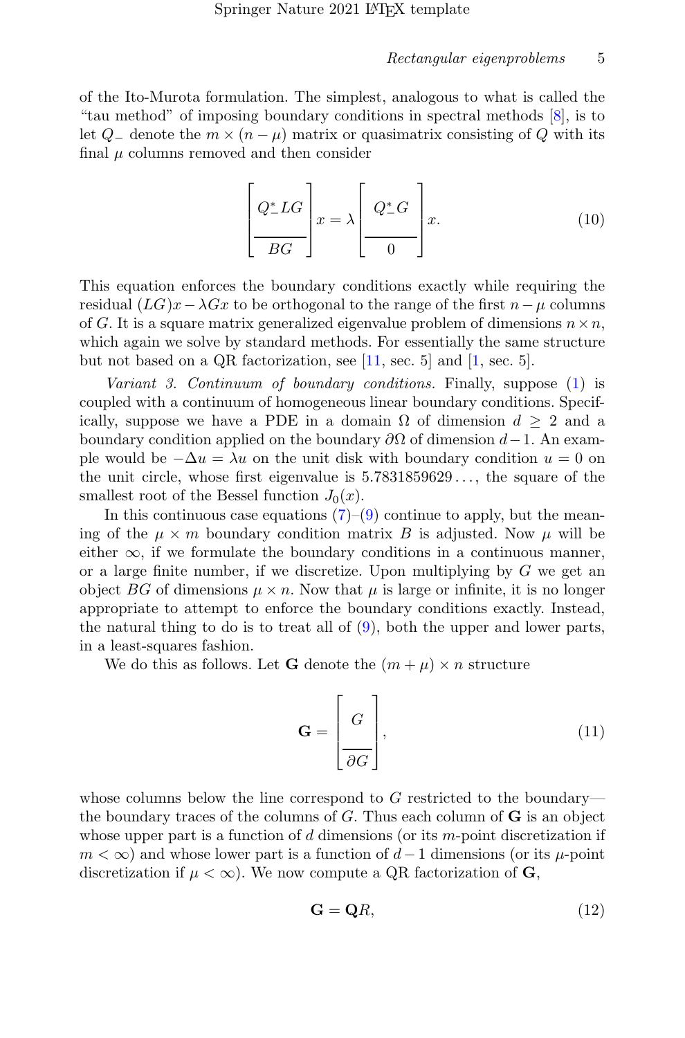of the Ito-Murota formulation. The simplest, analogous to what is called the "tau method" of imposing boundary conditions in spectral methods [8], is to let $Q_-$ denote the $m \times (n-\mu)$ matrix or quasimatrix consisting of $Q$ with its final $\mu$ columns removed and then consider

$$\begin{bmatrix} Q_-^* LG \\ \hline BG \end{bmatrix} x = \lambda \begin{bmatrix} Q_-^* G \\ \hline 0 \end{bmatrix} x. \tag{10}$$

This equation enforces the boundary conditions exactly while requiring the residual $(LG)x - \lambda Gx$ to be orthogonal to the range of the first $n-\mu$ columns of $G$. It is a square matrix generalized eigenvalue problem of dimensions $n \times n$, which again we solve by standard methods. For essentially the same structure but not based on a QR factorization, see [11, sec. 5] and [1, sec. 5].

*Variant 3. Continuum of boundary conditions.* Finally, suppose (1) is coupled with a continuum of homogeneous linear boundary conditions. Specifically, suppose we have a PDE in a domain $\Omega$ of dimension $d \geq 2$ and a boundary condition applied on the boundary $\partial\Omega$ of dimension $d-1$. An example would be $-\Delta u = \lambda u$ on the unit disk with boundary condition $u = 0$ on the unit circle, whose first eigenvalue is $5.7831859629\ldots$, the square of the smallest root of the Bessel function $J_0(x)$.

In this continuous case equations (7)–(9) continue to apply, but the meaning of the $\mu \times m$ boundary condition matrix $B$ is adjusted. Now $\mu$ will be either $\infty$, if we formulate the boundary conditions in a continuous manner, or a large finite number, if we discretize. Upon multiplying by $G$ we get an object $BG$ of dimensions $\mu \times n$. Now that $\mu$ is large or infinite, it is no longer appropriate to attempt to enforce the boundary conditions exactly. Instead, the natural thing to do is to treat all of (9), both the upper and lower parts, in a least-squares fashion.

We do this as follows. Let $\mathbf{G}$ denote the $(m+\mu) \times n$ structure

$$\mathbf{G} = \begin{bmatrix} G \\ \hline \partial G \end{bmatrix}, \tag{11}$$

whose columns below the line correspond to $G$ restricted to the boundary—the boundary traces of the columns of $G$. Thus each column of $\mathbf{G}$ is an object whose upper part is a function of $d$ dimensions (or its $m$-point discretization if $m < \infty$) and whose lower part is a function of $d-1$ dimensions (or its $\mu$-point discretization if $\mu < \infty$). We now compute a QR factorization of $\mathbf{G}$,

$$\mathbf{G} = \mathbf{Q}R, \tag{12}$$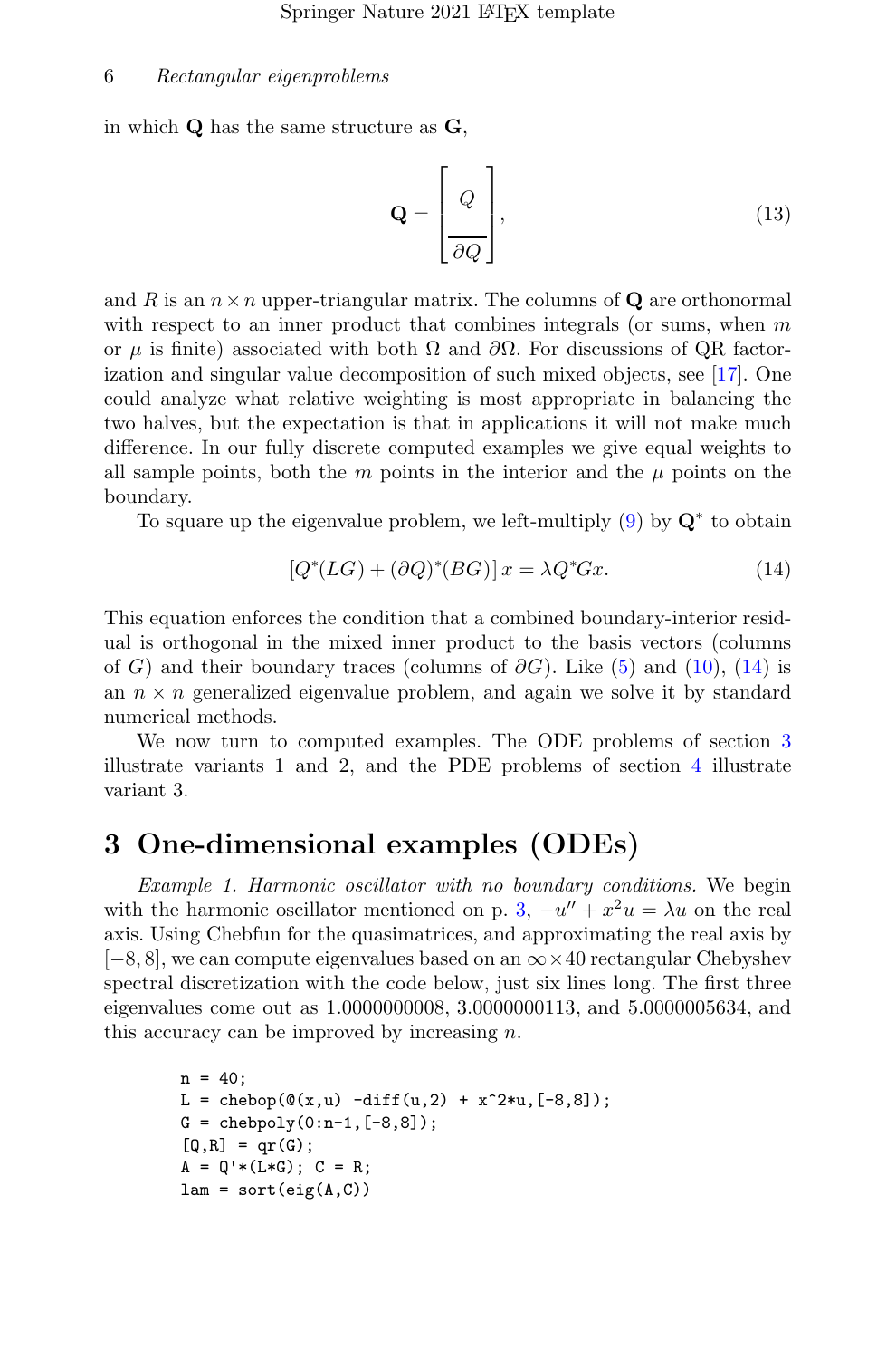in which $\mathbf{Q}$ has the same structure as $\mathbf{G}$,

$$\mathbf{Q} = \left[ \begin{array}{c} Q \\ \hline \partial Q \end{array} \right], \tag{13}$$

and $R$ is an $n \times n$ upper-triangular matrix. The columns of $\mathbf{Q}$ are orthonormal with respect to an inner product that combines integrals (or sums, when $m$ or $\mu$ is finite) associated with both $\Omega$ and $\partial\Omega$. For discussions of QR factorization and singular value decomposition of such mixed objects, see [17]. One could analyze what relative weighting is most appropriate in balancing the two halves, but the expectation is that in applications it will not make much difference. In our fully discrete computed examples we give equal weights to all sample points, both the $m$ points in the interior and the $\mu$ points on the boundary.

To square up the eigenvalue problem, we left-multiply (9) by $\mathbf{Q}^*$ to obtain

$$[Q^*(LG) + (\partial Q)^*(BG)]\, x = \lambda Q^* G x. \tag{14}$$

This equation enforces the condition that a combined boundary-interior residual is orthogonal in the mixed inner product to the basis vectors (columns of $G$) and their boundary traces (columns of $\partial G$). Like (5) and (10), (14) is an $n \times n$ generalized eigenvalue problem, and again we solve it by standard numerical methods.

We now turn to computed examples. The ODE problems of section 3 illustrate variants 1 and 2, and the PDE problems of section 4 illustrate variant 3.

# 3 One-dimensional examples (ODEs)

*Example 1. Harmonic oscillator with no boundary conditions.* We begin with the harmonic oscillator mentioned on p. 3, $-u'' + x^2 u = \lambda u$ on the real axis. Using Chebfun for the quasimatrices, and approximating the real axis by $[-8, 8]$, we can compute eigenvalues based on an $\infty \times 40$ rectangular Chebyshev spectral discretization with the code below, just six lines long. The first three eigenvalues come out as 1.0000000008, 3.0000000113, and 5.0000005634, and this accuracy can be improved by increasing $n$.

```
n = 40;
L = chebop(@(x,u) -diff(u,2) + x^2*u,[-8,8]);
G = chebpoly(0:n-1,[-8,8]);
[Q,R] = qr(G);
A = Q'*(L*G); C = R;
lam = sort(eig(A,C))
```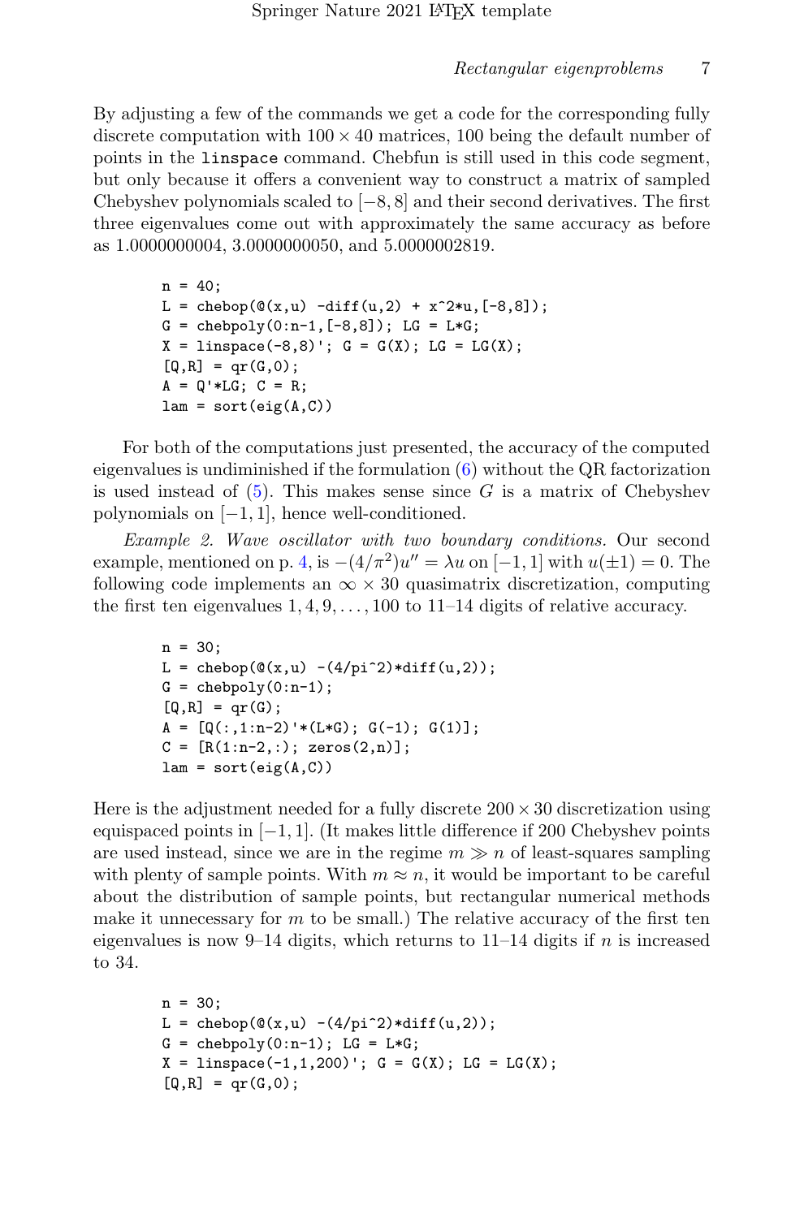By adjusting a few of the commands we get a code for the corresponding fully discrete computation with $100 \times 40$ matrices, 100 being the default number of points in the `linspace` command. Chebfun is still used in this code segment, but only because it offers a convenient way to construct a matrix of sampled Chebyshev polynomials scaled to $[-8, 8]$ and their second derivatives. The first three eigenvalues come out with approximately the same accuracy as before as 1.0000000004, 3.0000000050, and 5.0000002819.

```
n = 40;
L = chebop(@(x,u) -diff(u,2) + x^2*u,[-8,8]);
G = chebpoly(0:n-1,[-8,8]); LG = L*G;
X = linspace(-8,8)'; G = G(X); LG = LG(X);
[Q,R] = qr(G,0);
A = Q'*LG; C = R;
lam = sort(eig(A,C))
```

For both of the computations just presented, the accuracy of the computed eigenvalues is undiminished if the formulation (6) without the QR factorization is used instead of (5). This makes sense since $G$ is a matrix of Chebyshev polynomials on $[-1, 1]$, hence well-conditioned.

*Example 2. Wave oscillator with two boundary conditions.* Our second example, mentioned on p. 4, is $-(4/\pi^2)u'' = \lambda u$ on $[-1, 1]$ with $u(\pm 1) = 0$. The following code implements an $\infty \times 30$ quasimatrix discretization, computing the first ten eigenvalues $1, 4, 9, \dots, 100$ to 11–14 digits of relative accuracy.

```
n = 30;
L = chebop(@(x,u) -(4/pi^2)*diff(u,2));
G = chebpoly(0:n-1);
[Q,R] = qr(G);
A = [Q(:,1:n-2)'*(L*G); G(-1); G(1)];
C = [R(1:n-2,:); zeros(2,n)];
lam = sort(eig(A,C))
```

Here is the adjustment needed for a fully discrete $200 \times 30$ discretization using equispaced points in $[-1, 1]$. (It makes little difference if 200 Chebyshev points are used instead, since we are in the regime $m \gg n$ of least-squares sampling with plenty of sample points. With $m \approx n$, it would be important to be careful about the distribution of sample points, but rectangular numerical methods make it unnecessary for $m$ to be small.) The relative accuracy of the first ten eigenvalues is now 9–14 digits, which returns to 11–14 digits if $n$ is increased to 34.

```
n = 30;
L = chebop(@(x,u) -(4/pi^2)*diff(u,2));
G = chebpoly(0:n-1); LG = L*G;
X = linspace(-1,1,200)'; G = G(X); LG = LG(X);
[Q,R] = qr(G,0);
```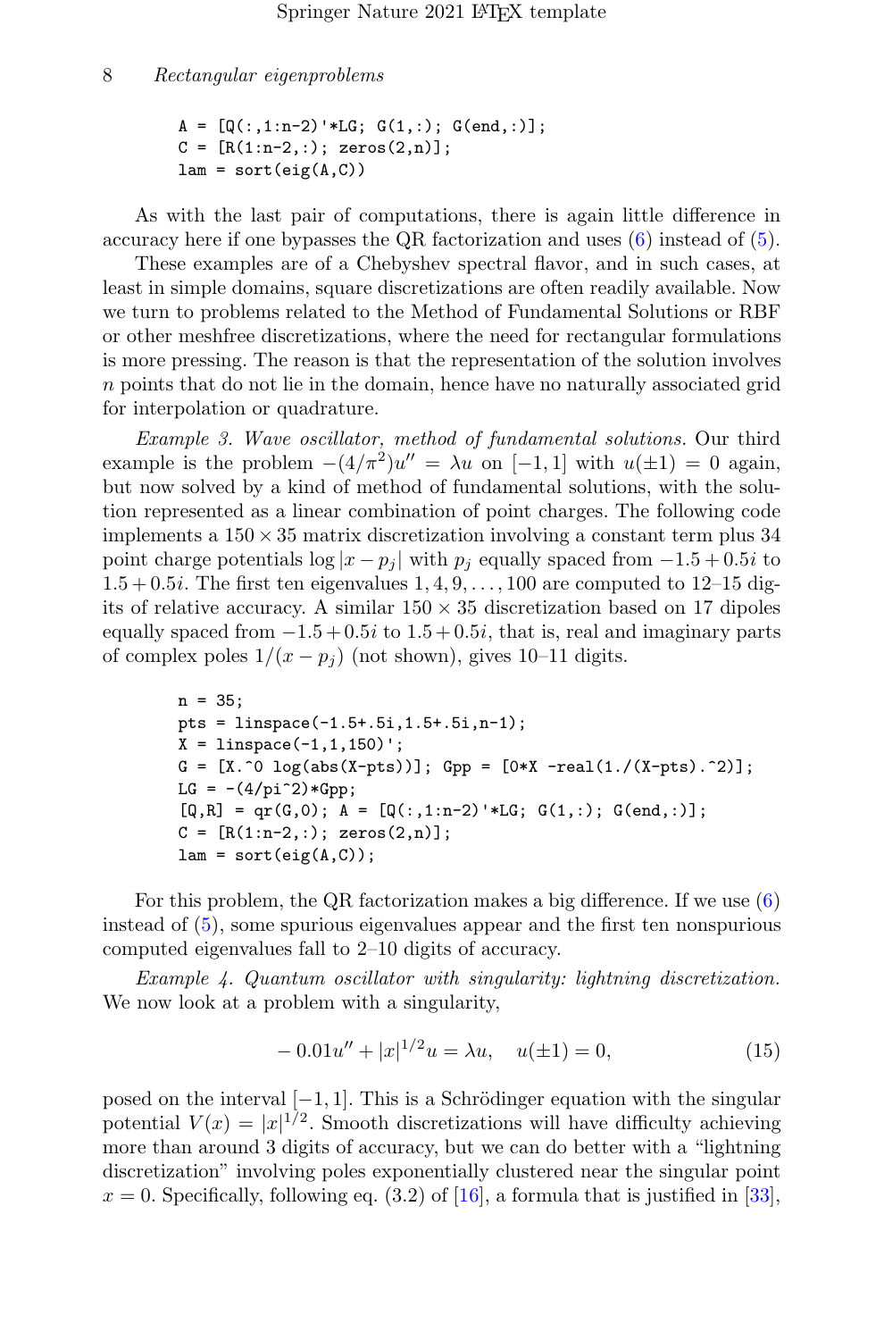```
A = [Q(:,1:n-2)'*LG; G(1,:); G(end,:)];
C = [R(1:n-2,:); zeros(2,n)];
lam = sort(eig(A,C))
```

As with the last pair of computations, there is again little difference in accuracy here if one bypasses the QR factorization and uses (6) instead of (5).

These examples are of a Chebyshev spectral flavor, and in such cases, at least in simple domains, square discretizations are often readily available. Now we turn to problems related to the Method of Fundamental Solutions or RBF or other meshfree discretizations, where the need for rectangular formulations is more pressing. The reason is that the representation of the solution involves $n$ points that do not lie in the domain, hence have no naturally associated grid for interpolation or quadrature.

*Example 3. Wave oscillator, method of fundamental solutions.* Our third example is the problem $-(4/\pi^2)u'' = \lambda u$ on $[-1,1]$ with $u(\pm 1) = 0$ again, but now solved by a kind of method of fundamental solutions, with the solution represented as a linear combination of point charges. The following code implements a $150 \times 35$ matrix discretization involving a constant term plus 34 point charge potentials $\log|x - p_j|$ with $p_j$ equally spaced from $-1.5 + 0.5i$ to $1.5 + 0.5i$. The first ten eigenvalues $1, 4, 9, \dots, 100$ are computed to 12–15 digits of relative accuracy. A similar $150 \times 35$ discretization based on 17 dipoles equally spaced from $-1.5 + 0.5i$ to $1.5 + 0.5i$, that is, real and imaginary parts of complex poles $1/(x - p_j)$ (not shown), gives 10–11 digits.

```
n = 35;
pts = linspace(-1.5+.5i,1.5+.5i,n-1);
X = linspace(-1,1,150)';
G = [X.^0 log(abs(X-pts))]; Gpp = [0*X -real(1./(X-pts).^2)];
LG = -(4/pi^2)*Gpp;
[Q,R] = qr(G,0); A = [Q(:,1:n-2)'*LG; G(1,:); G(end,:)];
C = [R(1:n-2,:); zeros(2,n)];
lam = sort(eig(A,C));
```

For this problem, the QR factorization makes a big difference. If we use (6) instead of (5), some spurious eigenvalues appear and the first ten nonspurious computed eigenvalues fall to 2–10 digits of accuracy.

*Example 4. Quantum oscillator with singularity: lightning discretization.* We now look at a problem with a singularity,

$$-0.01u'' + |x|^{1/2}u = \lambda u, \quad u(\pm 1) = 0, \tag{15}$$

posed on the interval $[-1,1]$. This is a Schrödinger equation with the singular potential $V(x) = |x|^{1/2}$. Smooth discretizations will have difficulty achieving more than around 3 digits of accuracy, but we can do better with a "lightning discretization" involving poles exponentially clustered near the singular point $x = 0$. Specifically, following eq. (3.2) of [16], a formula that is justified in [33],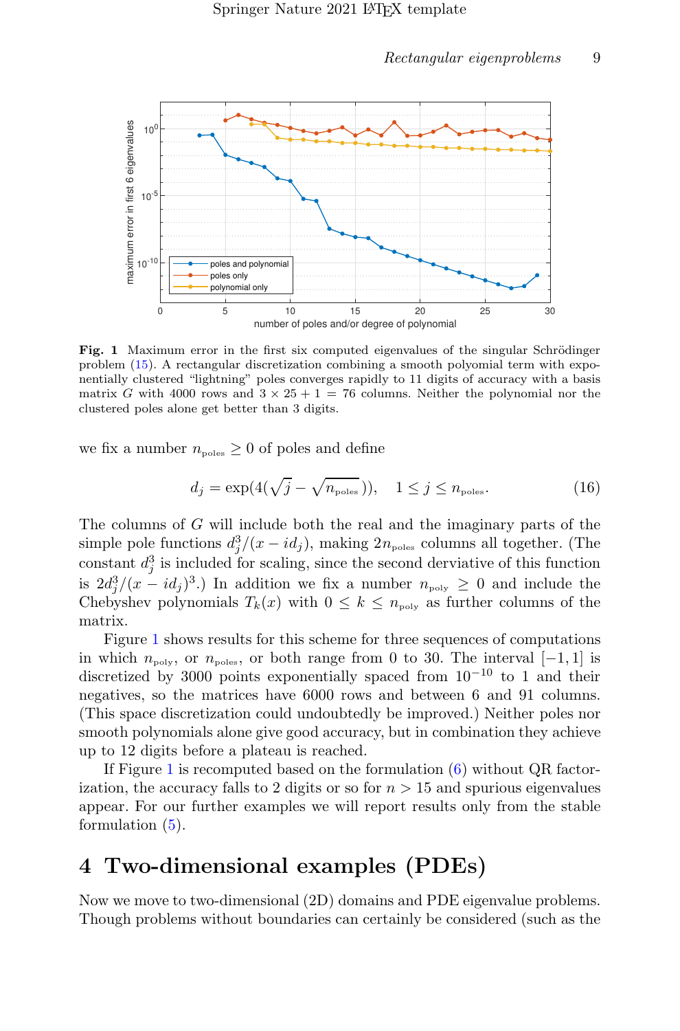maximum error in first 6 eigenvalues

$10^0$

$10^{-5}$

$10^{-10}$

0 5 10 15 20 25 30

number of poles and/or degree of polynomial

poles and polynomial

poles only

polynomial only

**Fig. 1** Maximum error in the first six computed eigenvalues of the singular Schrödinger problem (15). A rectangular discretization combining a smooth polyomial term with exponentially clustered "lightning" poles converges rapidly to 11 digits of accuracy with a basis matrix $G$ with 4000 rows and $3 \times 25 + 1 = 76$ columns. Neither the polynomial nor the clustered poles alone get better than 3 digits.

we fix a number $n_{\text{poles}} \geq 0$ of poles and define

$$d_j = \exp(4(\sqrt{j} - \sqrt{n_{\text{poles}}})), \quad 1 \leq j \leq n_{\text{poles}}. \tag{16}$$

The columns of $G$ will include both the real and the imaginary parts of the simple pole functions $d_j^3/(x - id_j)$, making $2n_{\text{poles}}$ columns all together. (The constant $d_j^3$ is included for scaling, since the second derviative of this function is $2d_j^3/(x - id_j)^3$.) In addition we fix a number $n_{\text{poly}} \geq 0$ and include the Chebyshev polynomials $T_k(x)$ with $0 \leq k \leq n_{\text{poly}}$ as further columns of the matrix.

Figure 1 shows results for this scheme for three sequences of computations in which $n_{\text{poly}}$, or $n_{\text{poles}}$, or both range from 0 to 30. The interval $[-1, 1]$ is discretized by 3000 points exponentially spaced from $10^{-10}$ to 1 and their negatives, so the matrices have 6000 rows and between 6 and 91 columns. (This space discretization could undoubtedly be improved.) Neither poles nor smooth polynomials alone give good accuracy, but in combination they achieve up to 12 digits before a plateau is reached.

If Figure 1 is recomputed based on the formulation (6) without QR factorization, the accuracy falls to 2 digits or so for $n > 15$ and spurious eigenvalues appear. For our further examples we will report results only from the stable formulation (5).

# 4 Two-dimensional examples (PDEs)

Now we move to two-dimensional (2D) domains and PDE eigenvalue problems. Though problems without boundaries can certainly be considered (such as the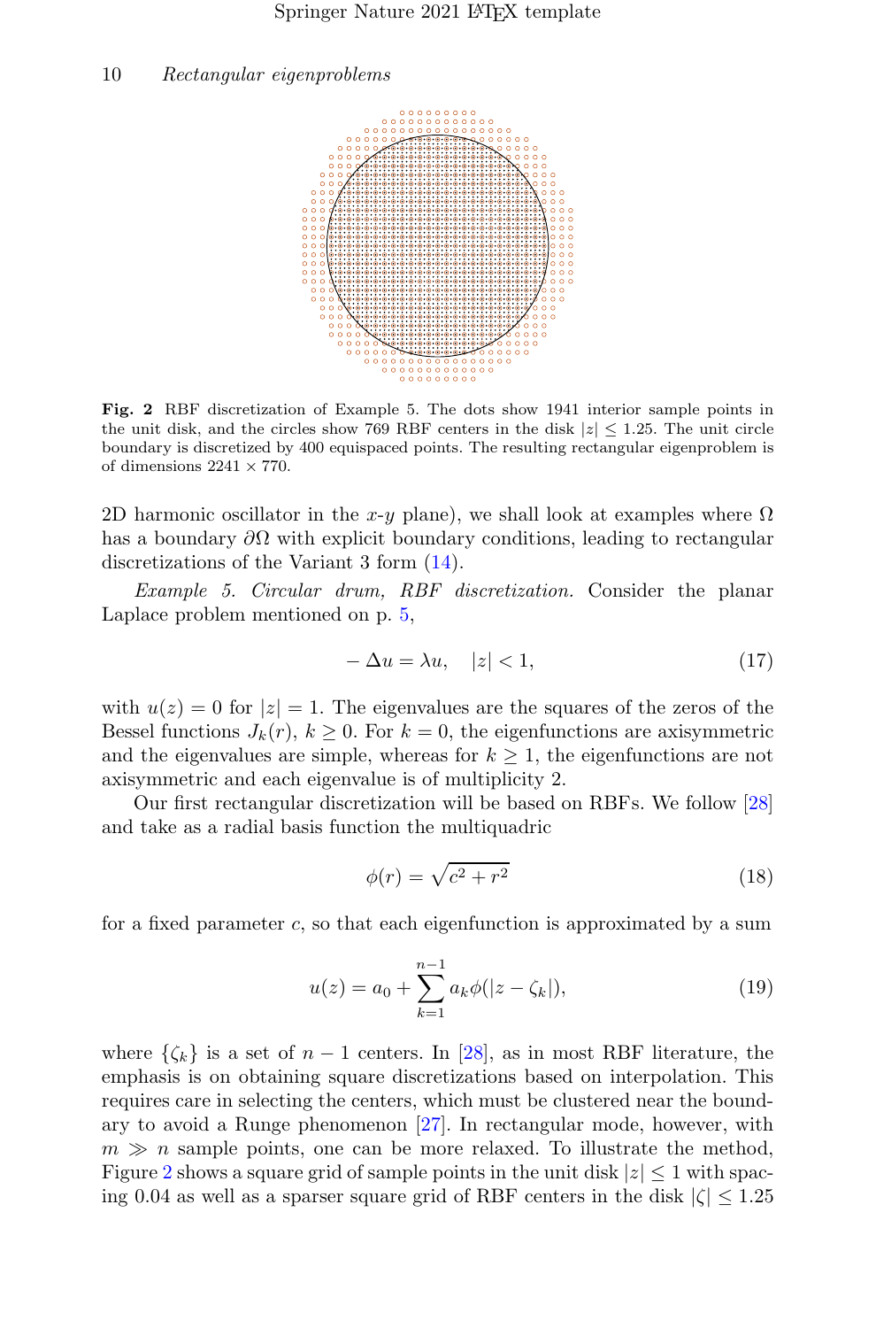**Fig. 2** RBF discretization of Example 5. The dots show 1941 interior sample points in the unit disk, and the circles show 769 RBF centers in the disk $|z| \leq 1.25$. The unit circle boundary is discretized by 400 equispaced points. The resulting rectangular eigenproblem is of dimensions $2241 \times 770$.

2D harmonic oscillator in the $x$-$y$ plane), we shall look at examples where $\Omega$ has a boundary $\partial\Omega$ with explicit boundary conditions, leading to rectangular discretizations of the Variant 3 form (14).

*Example 5. Circular drum, RBF discretization.* Consider the planar Laplace problem mentioned on p. 5,

$$-\Delta u = \lambda u, \quad |z| < 1, \tag{17}$$

with $u(z) = 0$ for $|z| = 1$. The eigenvalues are the squares of the zeros of the Bessel functions $J_k(r)$, $k \geq 0$. For $k = 0$, the eigenfunctions are axisymmetric and the eigenvalues are simple, whereas for $k \geq 1$, the eigenfunctions are not axisymmetric and each eigenvalue is of multiplicity 2.

Our first rectangular discretization will be based on RBFs. We follow [28] and take as a radial basis function the multiquadric

$$\phi(r) = \sqrt{c^2 + r^2} \tag{18}$$

for a fixed parameter $c$, so that each eigenfunction is approximated by a sum

$$u(z) = a_0 + \sum_{k=1}^{n-1} a_k \phi(|z - \zeta_k|), \tag{19}$$

where $\{\zeta_k\}$ is a set of $n-1$ centers. In [28], as in most RBF literature, the emphasis is on obtaining square discretizations based on interpolation. This requires care in selecting the centers, which must be clustered near the boundary to avoid a Runge phenomenon [27]. In rectangular mode, however, with $m \gg n$ sample points, one can be more relaxed. To illustrate the method, Figure 2 shows a square grid of sample points in the unit disk $|z| \leq 1$ with spacing 0.04 as well as a sparser square grid of RBF centers in the disk $|\zeta| \leq 1.25$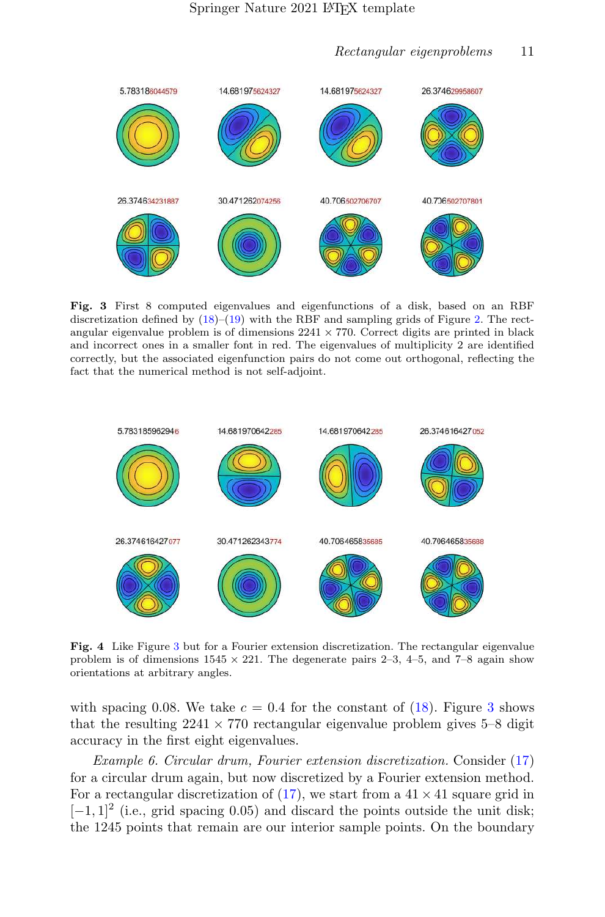5.783186044579

14.681975624327

14.681975624327

26.374629958607

26.374634231887

30.471262074256

40.706502706707

40.706502707801

**Fig. 3** First 8 computed eigenvalues and eigenfunctions of a disk, based on an RBF discretization defined by (18)–(19) with the RBF and sampling grids of Figure 2. The rectangular eigenvalue problem is of dimensions $2241 \times 770$. Correct digits are printed in black and incorrect ones in a smaller font in red. The eigenvalues of multiplicity 2 are identified correctly, but the associated eigenfunction pairs do not come out orthogonal, reflecting the fact that the numerical method is not self-adjoint.

5.783185962946

14.681970642285

14.681970642285

26.374616427052

26.374616427077

30.471262343774

40.706465835685

40.706465835688

**Fig. 4** Like Figure 3 but for a Fourier extension discretization. The rectangular eigenvalue problem is of dimensions $1545 \times 221$. The degenerate pairs 2–3, 4–5, and 7–8 again show orientations at arbitrary angles.

with spacing 0.08. We take $c = 0.4$ for the constant of (18). Figure 3 shows that the resulting $2241 \times 770$ rectangular eigenvalue problem gives 5–8 digit accuracy in the first eight eigenvalues.

*Example 6. Circular drum, Fourier extension discretization.* Consider (17) for a circular drum again, but now discretized by a Fourier extension method. For a rectangular discretization of (17), we start from a $41 \times 41$ square grid in $[-1, 1]^2$ (i.e., grid spacing 0.05) and discard the points outside the unit disk; the 1245 points that remain are our interior sample points. On the boundary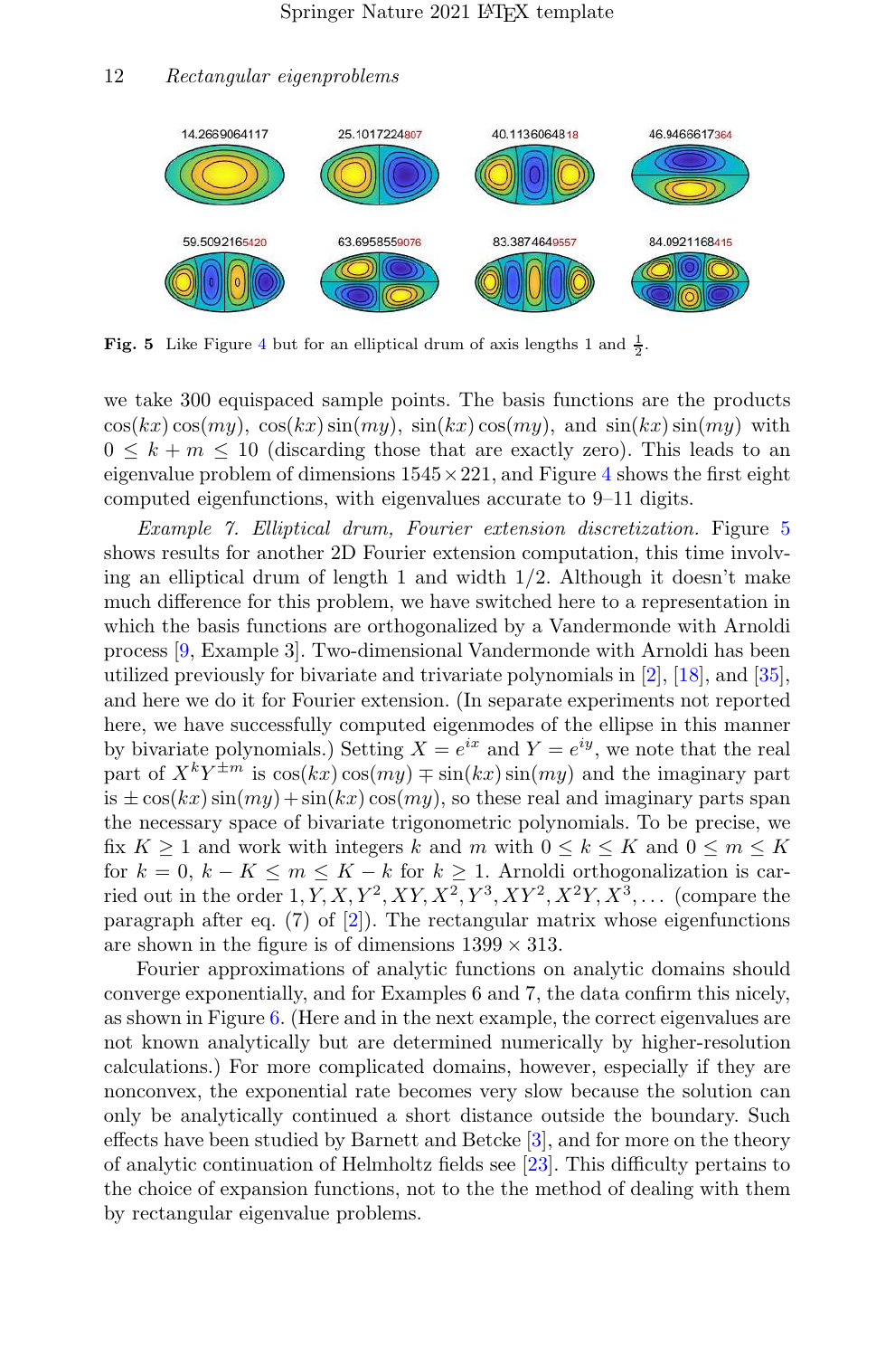14.2669064117 25.1017224807 40.1136064818 46.9466617364

59.5092165420 63.6958559076 83.3874649557 84.0921168415

**Fig. 5** Like Figure 4 but for an elliptical drum of axis lengths 1 and $\frac{1}{2}$.

we take 300 equispaced sample points. The basis functions are the products $\cos(kx)\cos(my)$, $\cos(kx)\sin(my)$, $\sin(kx)\cos(my)$, and $\sin(kx)\sin(my)$ with $0 \le k + m \le 10$ (discarding those that are exactly zero). This leads to an eigenvalue problem of dimensions $1545 \times 221$, and Figure 4 shows the first eight computed eigenfunctions, with eigenvalues accurate to 9–11 digits.

*Example 7. Elliptical drum, Fourier extension discretization.* Figure 5 shows results for another 2D Fourier extension computation, this time involving an elliptical drum of length 1 and width 1/2. Although it doesn't make much difference for this problem, we have switched here to a representation in which the basis functions are orthogonalized by a Vandermonde with Arnoldi process [9, Example 3]. Two-dimensional Vandermonde with Arnoldi has been utilized previously for bivariate and trivariate polynomials in [2], [18], and [35], and here we do it for Fourier extension. (In separate experiments not reported here, we have successfully computed eigenmodes of the ellipse in this manner by bivariate polynomials.) Setting $X = e^{ix}$ and $Y = e^{iy}$, we note that the real part of $X^k Y^{\pm m}$ is $\cos(kx)\cos(my) \mp \sin(kx)\sin(my)$ and the imaginary part is $\pm\cos(kx)\sin(my) + \sin(kx)\cos(my)$, so these real and imaginary parts span the necessary space of bivariate trigonometric polynomials. To be precise, we fix $K \ge 1$ and work with integers $k$ and $m$ with $0 \le k \le K$ and $0 \le m \le K$ for $k = 0$, $k - K \le m \le K - k$ for $k \ge 1$. Arnoldi orthogonalization is carried out in the order $1, Y, X, Y^2, XY, X^2, Y^3, XY^2, X^2Y, X^3, \ldots$ (compare the paragraph after eq. (7) of [2]). The rectangular matrix whose eigenfunctions are shown in the figure is of dimensions $1399 \times 313$.

Fourier approximations of analytic functions on analytic domains should converge exponentially, and for Examples 6 and 7, the data confirm this nicely, as shown in Figure 6. (Here and in the next example, the correct eigenvalues are not known analytically but are determined numerically by higher-resolution calculations.) For more complicated domains, however, especially if they are nonconvex, the exponential rate becomes very slow because the solution can only be analytically continued a short distance outside the boundary. Such effects have been studied by Barnett and Betcke [3], and for more on the theory of analytic continuation of Helmholtz fields see [23]. This difficulty pertains to the choice of expansion functions, not to the the method of dealing with them by rectangular eigenvalue problems.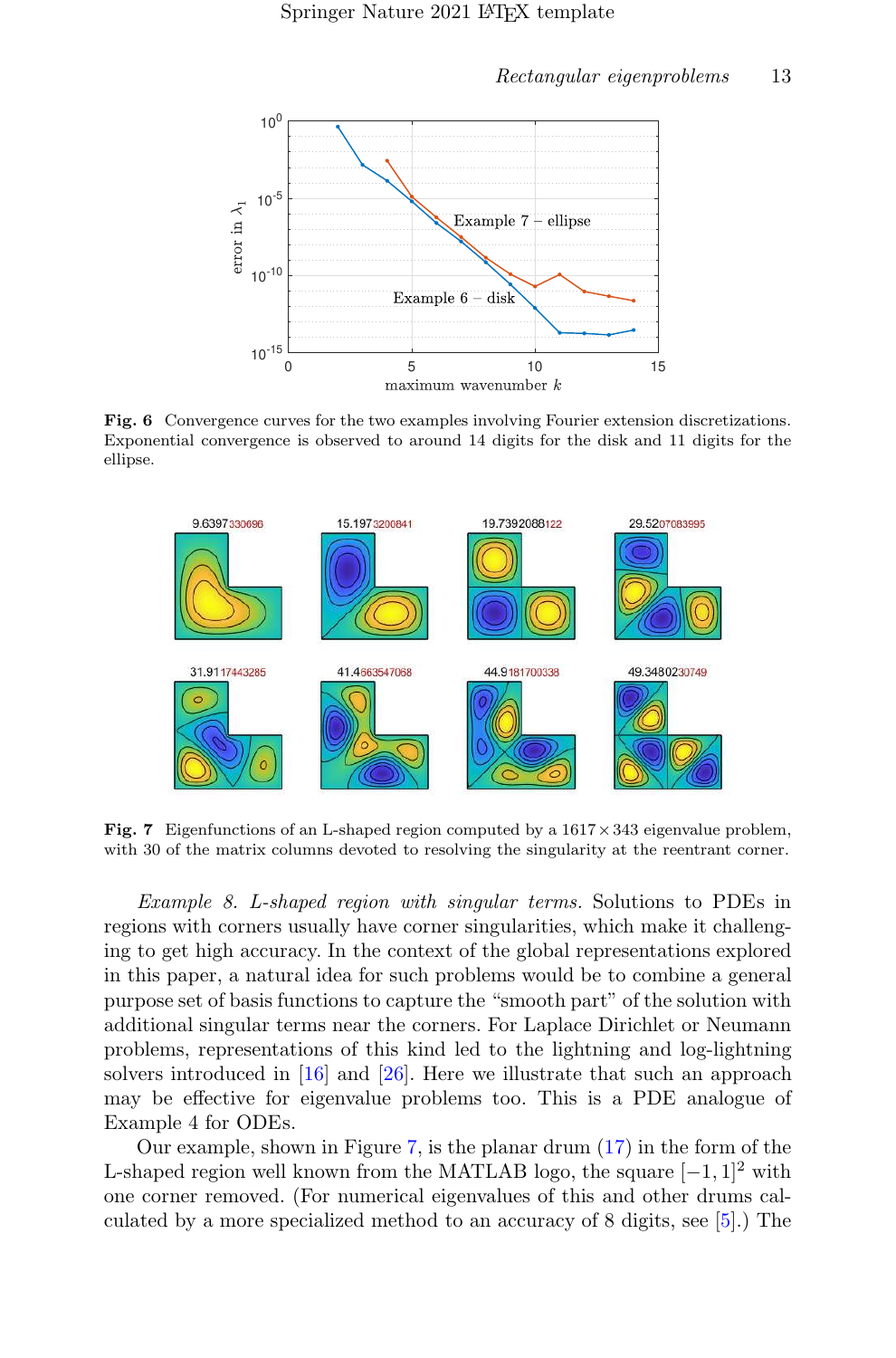10^0

10^-5

10^-10

10^-15

error in $\lambda_1$

0

5

10

15

maximum wavenumber $k$

Example 7 – ellipse

Example 6 – disk

**Fig. 6** Convergence curves for the two examples involving Fourier extension discretizations. Exponential convergence is observed to around 14 digits for the disk and 11 digits for the ellipse.

9.6397330696

15.1973200841

19.7392088122

29.5207083995

31.9117443285

41.4663547068

44.9181700338

49.3480230749

**Fig. 7** Eigenfunctions of an L-shaped region computed by a $1617 \times 343$ eigenvalue problem, with 30 of the matrix columns devoted to resolving the singularity at the reentrant corner.

*Example 8. L-shaped region with singular terms.* Solutions to PDEs in regions with corners usually have corner singularities, which make it challenging to get high accuracy. In the context of the global representations explored in this paper, a natural idea for such problems would be to combine a general purpose set of basis functions to capture the "smooth part" of the solution with additional singular terms near the corners. For Laplace Dirichlet or Neumann problems, representations of this kind led to the lightning and log-lightning solvers introduced in [16] and [26]. Here we illustrate that such an approach may be effective for eigenvalue problems too. This is a PDE analogue of Example 4 for ODEs.

Our example, shown in Figure 7, is the planar drum (17) in the form of the L-shaped region well known from the MATLAB logo, the square $[-1, 1]^2$ with one corner removed. (For numerical eigenvalues of this and other drums calculated by a more specialized method to an accuracy of 8 digits, see [5].) The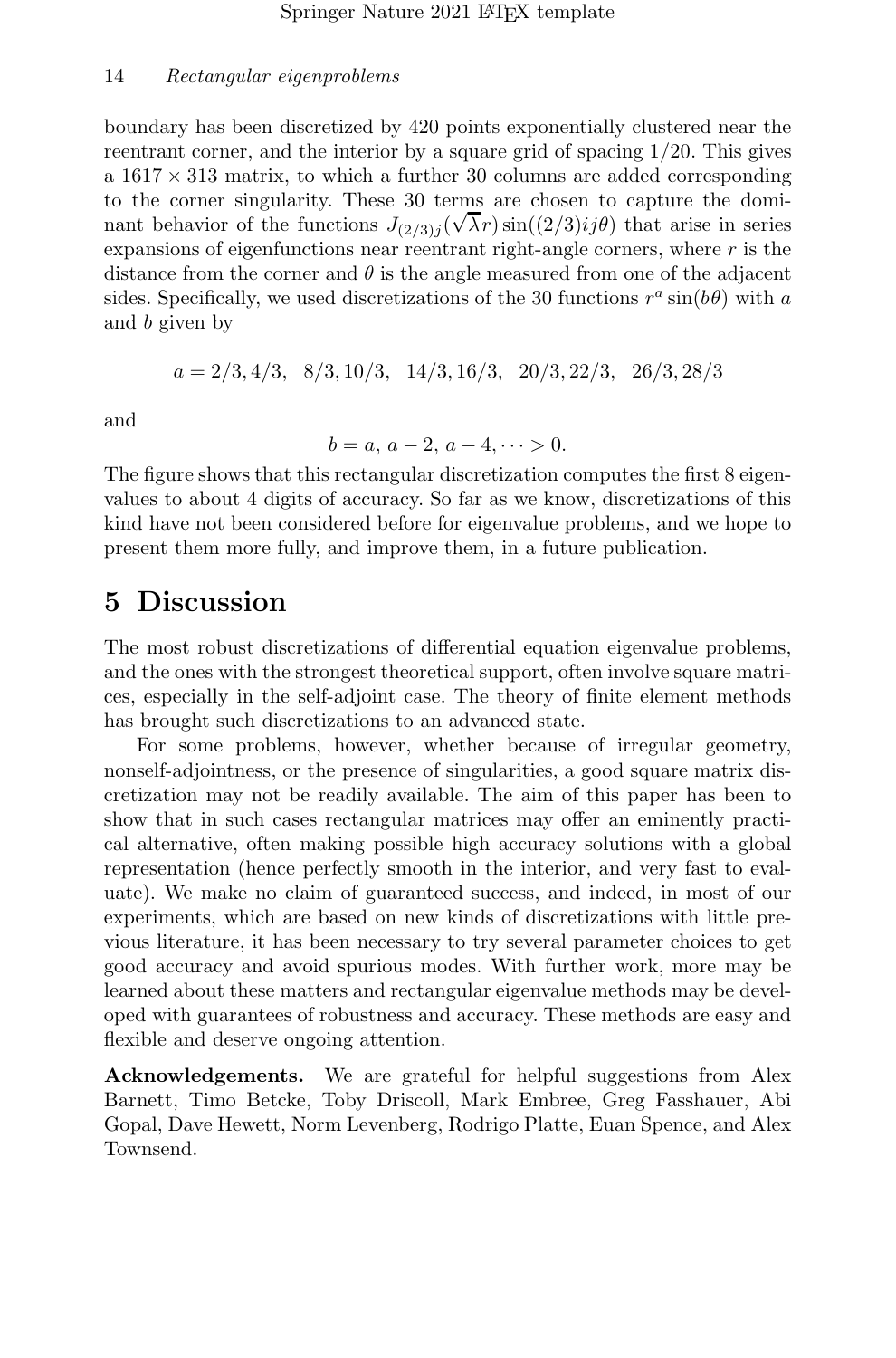boundary has been discretized by 420 points exponentially clustered near the reentrant corner, and the interior by a square grid of spacing $1/20$. This gives a $1617 \times 313$ matrix, to which a further 30 columns are added corresponding to the corner singularity. These 30 terms are chosen to capture the dominant behavior of the functions $J_{(2/3)j}(\sqrt{\lambda}r)\sin((2/3)ij\theta)$ that arise in series expansions of eigenfunctions near reentrant right-angle corners, where $r$ is the distance from the corner and $\theta$ is the angle measured from one of the adjacent sides. Specifically, we used discretizations of the 30 functions $r^a \sin(b\theta)$ with $a$ and $b$ given by

$$a = 2/3, 4/3, \quad 8/3, 10/3, \quad 14/3, 16/3, \quad 20/3, 22/3, \quad 26/3, 28/3$$

and

$$b = a,\ a-2,\ a-4, \cdots > 0.$$

The figure shows that this rectangular discretization computes the first 8 eigenvalues to about 4 digits of accuracy. So far as we know, discretizations of this kind have not been considered before for eigenvalue problems, and we hope to present them more fully, and improve them, in a future publication.

# 5 Discussion

The most robust discretizations of differential equation eigenvalue problems, and the ones with the strongest theoretical support, often involve square matrices, especially in the self-adjoint case. The theory of finite element methods has brought such discretizations to an advanced state.

For some problems, however, whether because of irregular geometry, nonself-adjointness, or the presence of singularities, a good square matrix discretization may not be readily available. The aim of this paper has been to show that in such cases rectangular matrices may offer an eminently practical alternative, often making possible high accuracy solutions with a global representation (hence perfectly smooth in the interior, and very fast to evaluate). We make no claim of guaranteed success, and indeed, in most of our experiments, which are based on new kinds of discretizations with little previous literature, it has been necessary to try several parameter choices to get good accuracy and avoid spurious modes. With further work, more may be learned about these matters and rectangular eigenvalue methods may be developed with guarantees of robustness and accuracy. These methods are easy and flexible and deserve ongoing attention.

**Acknowledgements.** We are grateful for helpful suggestions from Alex Barnett, Timo Betcke, Toby Driscoll, Mark Embree, Greg Fasshauer, Abi Gopal, Dave Hewett, Norm Levenberg, Rodrigo Platte, Euan Spence, and Alex Townsend.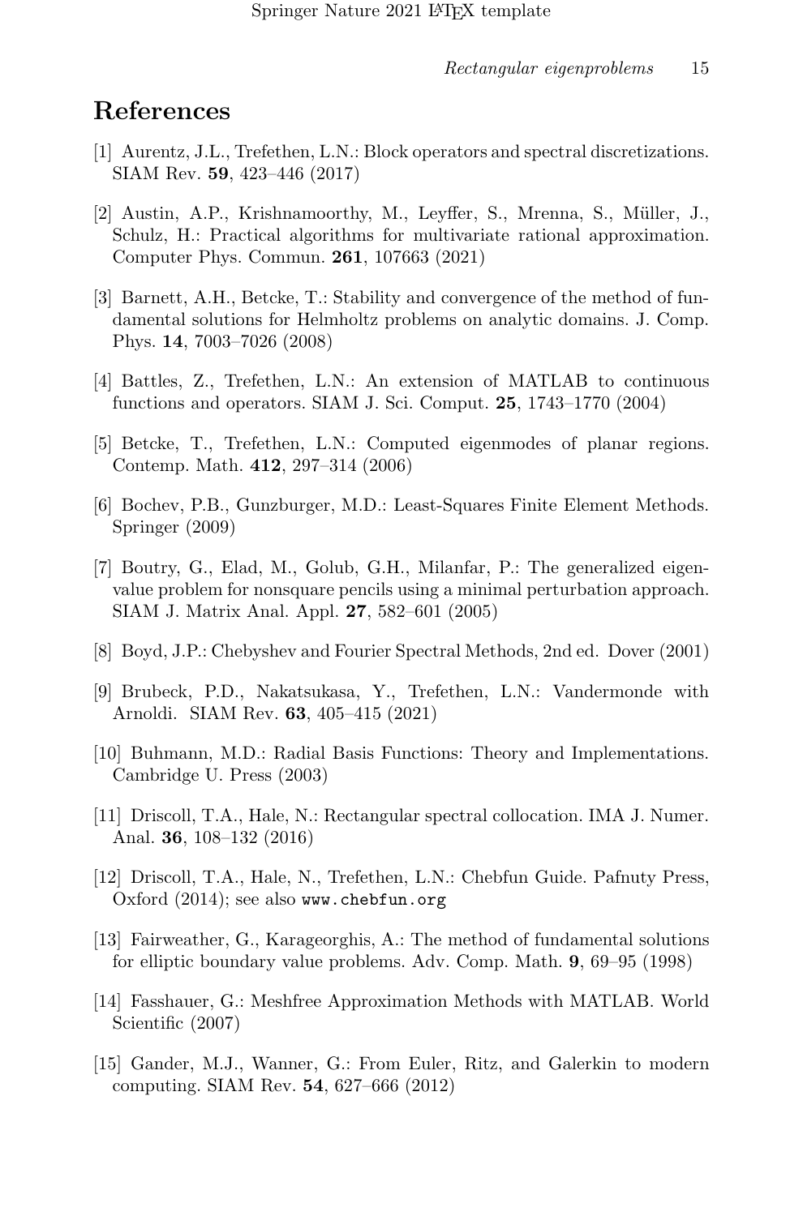# References

[1] Aurentz, J.L., Trefethen, L.N.: Block operators and spectral discretizations. SIAM Rev. **59**, 423–446 (2017)

[2] Austin, A.P., Krishnamoorthy, M., Leyffer, S., Mrenna, S., Müller, J., Schulz, H.: Practical algorithms for multivariate rational approximation. Computer Phys. Commun. **261**, 107663 (2021)

[3] Barnett, A.H., Betcke, T.: Stability and convergence of the method of fundamental solutions for Helmholtz problems on analytic domains. J. Comp. Phys. **14**, 7003–7026 (2008)

[4] Battles, Z., Trefethen, L.N.: An extension of MATLAB to continuous functions and operators. SIAM J. Sci. Comput. **25**, 1743–1770 (2004)

[5] Betcke, T., Trefethen, L.N.: Computed eigenmodes of planar regions. Contemp. Math. **412**, 297–314 (2006)

[6] Bochev, P.B., Gunzburger, M.D.: Least-Squares Finite Element Methods. Springer (2009)

[7] Boutry, G., Elad, M., Golub, G.H., Milanfar, P.: The generalized eigenvalue problem for nonsquare pencils using a minimal perturbation approach. SIAM J. Matrix Anal. Appl. **27**, 582–601 (2005)

[8] Boyd, J.P.: Chebyshev and Fourier Spectral Methods, 2nd ed. Dover (2001)

[9] Brubeck, P.D., Nakatsukasa, Y., Trefethen, L.N.: Vandermonde with Arnoldi. SIAM Rev. **63**, 405–415 (2021)

[10] Buhmann, M.D.: Radial Basis Functions: Theory and Implementations. Cambridge U. Press (2003)

[11] Driscoll, T.A., Hale, N.: Rectangular spectral collocation. IMA J. Numer. Anal. **36**, 108–132 (2016)

[12] Driscoll, T.A., Hale, N., Trefethen, L.N.: Chebfun Guide. Pafnuty Press, Oxford (2014); see also `www.chebfun.org`

[13] Fairweather, G., Karageorghis, A.: The method of fundamental solutions for elliptic boundary value problems. Adv. Comp. Math. **9**, 69–95 (1998)

[14] Fasshauer, G.: Meshfree Approximation Methods with MATLAB. World Scientific (2007)

[15] Gander, M.J., Wanner, G.: From Euler, Ritz, and Galerkin to modern computing. SIAM Rev. **54**, 627–666 (2012)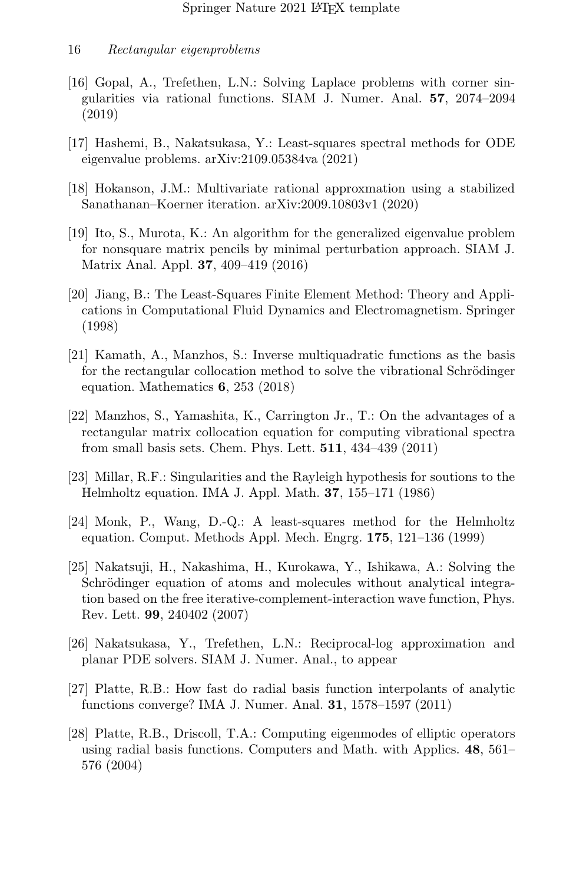[16] Gopal, A., Trefethen, L.N.: Solving Laplace problems with corner singularities via rational functions. SIAM J. Numer. Anal. **57**, 2074–2094 (2019)

[17] Hashemi, B., Nakatsukasa, Y.: Least-squares spectral methods for ODE eigenvalue problems. arXiv:2109.05384va (2021)

[18] Hokanson, J.M.: Multivariate rational approxmation using a stabilized Sanathanan–Koerner iteration. arXiv:2009.10803v1 (2020)

[19] Ito, S., Murota, K.: An algorithm for the generalized eigenvalue problem for nonsquare matrix pencils by minimal perturbation approach. SIAM J. Matrix Anal. Appl. **37**, 409–419 (2016)

[20] Jiang, B.: The Least-Squares Finite Element Method: Theory and Applications in Computational Fluid Dynamics and Electromagnetism. Springer (1998)

[21] Kamath, A., Manzhos, S.: Inverse multiquadratic functions as the basis for the rectangular collocation method to solve the vibrational Schrödinger equation. Mathematics **6**, 253 (2018)

[22] Manzhos, S., Yamashita, K., Carrington Jr., T.: On the advantages of a rectangular matrix collocation equation for computing vibrational spectra from small basis sets. Chem. Phys. Lett. **511**, 434–439 (2011)

[23] Millar, R.F.: Singularities and the Rayleigh hypothesis for soutions to the Helmholtz equation. IMA J. Appl. Math. **37**, 155–171 (1986)

[24] Monk, P., Wang, D.-Q.: A least-squares method for the Helmholtz equation. Comput. Methods Appl. Mech. Engrg. **175**, 121–136 (1999)

[25] Nakatsuji, H., Nakashima, H., Kurokawa, Y., Ishikawa, A.: Solving the Schrödinger equation of atoms and molecules without analytical integration based on the free iterative-complement-interaction wave function, Phys. Rev. Lett. **99**, 240402 (2007)

[26] Nakatsukasa, Y., Trefethen, L.N.: Reciprocal-log approximation and planar PDE solvers. SIAM J. Numer. Anal., to appear

[27] Platte, R.B.: How fast do radial basis function interpolants of analytic functions converge? IMA J. Numer. Anal. **31**, 1578–1597 (2011)

[28] Platte, R.B., Driscoll, T.A.: Computing eigenmodes of elliptic operators using radial basis functions. Computers and Math. with Applics. **48**, 561–576 (2004)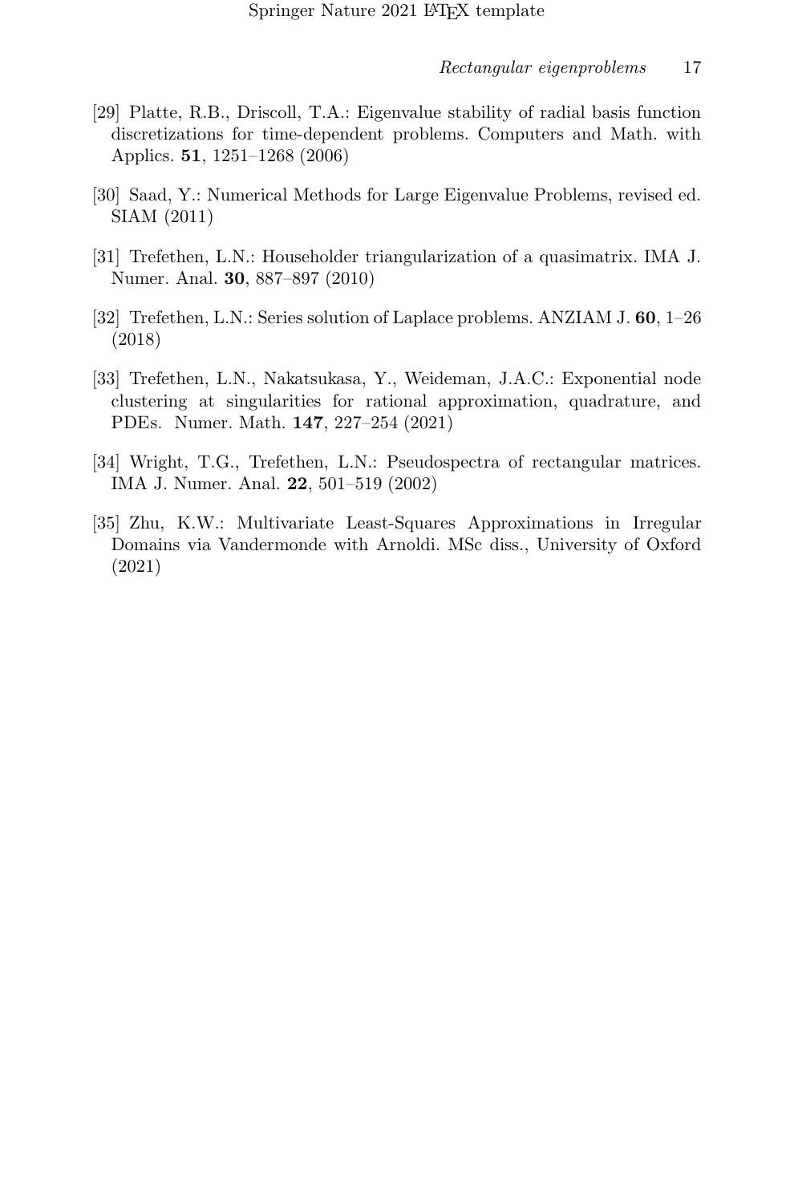[29] Platte, R.B., Driscoll, T.A.: Eigenvalue stability of radial basis function discretizations for time-dependent problems. Computers and Math. with Applics. **51**, 1251–1268 (2006)

[30] Saad, Y.: Numerical Methods for Large Eigenvalue Problems, revised ed. SIAM (2011)

[31] Trefethen, L.N.: Householder triangularization of a quasimatrix. IMA J. Numer. Anal. **30**, 887–897 (2010)

[32] Trefethen, L.N.: Series solution of Laplace problems. ANZIAM J. **60**, 1–26 (2018)

[33] Trefethen, L.N., Nakatsukasa, Y., Weideman, J.A.C.: Exponential node clustering at singularities for rational approximation, quadrature, and PDEs. Numer. Math. **147**, 227–254 (2021)

[34] Wright, T.G., Trefethen, L.N.: Pseudospectra of rectangular matrices. IMA J. Numer. Anal. **22**, 501–519 (2002)

[35] Zhu, K.W.: Multivariate Least-Squares Approximations in Irregular Domains via Vandermonde with Arnoldi. MSc diss., University of Oxford (2021)